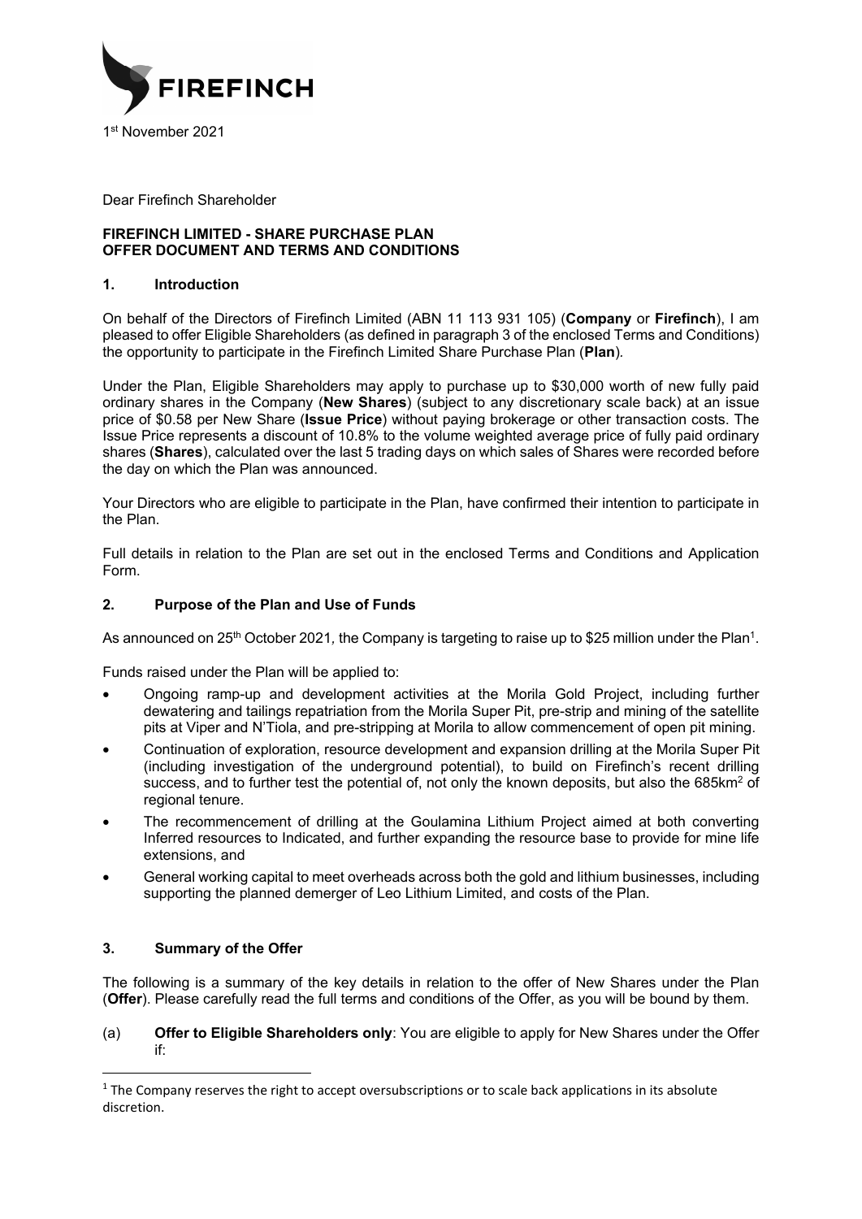FIREFINCH

1st November 2021

Dear Firefinch Shareholder

**FIREFINCH LIMITED - SHARE PURCHASE PLAN**
**OFFER DOCUMENT AND TERMS AND CONDITIONS**

## 1. Introduction

On behalf of the Directors of Firefinch Limited (ABN 11 113 931 105) (**Company** or **Firefinch**), I am pleased to offer Eligible Shareholders (as defined in paragraph 3 of the enclosed Terms and Conditions) the opportunity to participate in the Firefinch Limited Share Purchase Plan (**Plan**).

Under the Plan, Eligible Shareholders may apply to purchase up to $30,000 worth of new fully paid ordinary shares in the Company (**New Shares**) (subject to any discretionary scale back) at an issue price of $0.58 per New Share (**Issue Price**) without paying brokerage or other transaction costs. The Issue Price represents a discount of 10.8% to the volume weighted average price of fully paid ordinary shares (**Shares**), calculated over the last 5 trading days on which sales of Shares were recorded before the day on which the Plan was announced.

Your Directors who are eligible to participate in the Plan, have confirmed their intention to participate in the Plan.

Full details in relation to the Plan are set out in the enclosed Terms and Conditions and Application Form.

## 2. Purpose of the Plan and Use of Funds

As announced on 25th October 2021, the Company is targeting to raise up to $25 million under the Plan[1].

Funds raised under the Plan will be applied to:

- Ongoing ramp-up and development activities at the Morila Gold Project, including further dewatering and tailings repatriation from the Morila Super Pit, pre-strip and mining of the satellite pits at Viper and N'Tiola, and pre-stripping at Morila to allow commencement of open pit mining.
- Continuation of exploration, resource development and expansion drilling at the Morila Super Pit (including investigation of the underground potential), to build on Firefinch's recent drilling success, and to further test the potential of, not only the known deposits, but also the 685km$^2$ of regional tenure.
- The recommencement of drilling at the Goulamina Lithium Project aimed at both converting Inferred resources to Indicated, and further expanding the resource base to provide for mine life extensions, and
- General working capital to meet overheads across both the gold and lithium businesses, including supporting the planned demerger of Leo Lithium Limited, and costs of the Plan.

## 3. Summary of the Offer

The following is a summary of the key details in relation to the offer of New Shares under the Plan (**Offer**). Please carefully read the full terms and conditions of the Offer, as you will be bound by them.

(a) **Offer to Eligible Shareholders only**: You are eligible to apply for New Shares under the Offer if:

---

[1] The Company reserves the right to accept oversubscriptions or to scale back applications in its absolute discretion.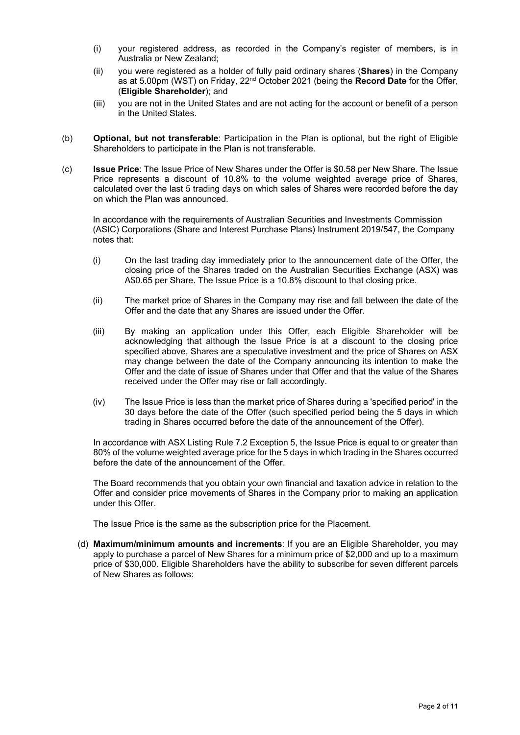(i) your registered address, as recorded in the Company's register of members, is in Australia or New Zealand;

(ii) you were registered as a holder of fully paid ordinary shares (**Shares**) in the Company as at 5.00pm (WST) on Friday, 22nd October 2021 (being the **Record Date** for the Offer, (**Eligible Shareholder**); and

(iii) you are not in the United States and are not acting for the account or benefit of a person in the United States.

(b) **Optional, but not transferable**: Participation in the Plan is optional, but the right of Eligible Shareholders to participate in the Plan is not transferable.

(c) **Issue Price**: The Issue Price of New Shares under the Offer is $0.58 per New Share. The Issue Price represents a discount of 10.8% to the volume weighted average price of Shares, calculated over the last 5 trading days on which sales of Shares were recorded before the day on which the Plan was announced.

In accordance with the requirements of Australian Securities and Investments Commission (ASIC) Corporations (Share and Interest Purchase Plans) Instrument 2019/547, the Company notes that:

(i) On the last trading day immediately prior to the announcement date of the Offer, the closing price of the Shares traded on the Australian Securities Exchange (ASX) was A$0.65 per Share. The Issue Price is a 10.8% discount to that closing price.

(ii) The market price of Shares in the Company may rise and fall between the date of the Offer and the date that any Shares are issued under the Offer.

(iii) By making an application under this Offer, each Eligible Shareholder will be acknowledging that although the Issue Price is at a discount to the closing price specified above, Shares are a speculative investment and the price of Shares on ASX may change between the date of the Company announcing its intention to make the Offer and the date of issue of Shares under that Offer and that the value of the Shares received under the Offer may rise or fall accordingly.

(iv) The Issue Price is less than the market price of Shares during a 'specified period' in the 30 days before the date of the Offer (such specified period being the 5 days in which trading in Shares occurred before the date of the announcement of the Offer).

In accordance with ASX Listing Rule 7.2 Exception 5, the Issue Price is equal to or greater than 80% of the volume weighted average price for the 5 days in which trading in the Shares occurred before the date of the announcement of the Offer.

The Board recommends that you obtain your own financial and taxation advice in relation to the Offer and consider price movements of Shares in the Company prior to making an application under this Offer.

The Issue Price is the same as the subscription price for the Placement.

(d) **Maximum/minimum amounts and increments**: If you are an Eligible Shareholder, you may apply to purchase a parcel of New Shares for a minimum price of $2,000 and up to a maximum price of $30,000. Eligible Shareholders have the ability to subscribe for seven different parcels of New Shares as follows: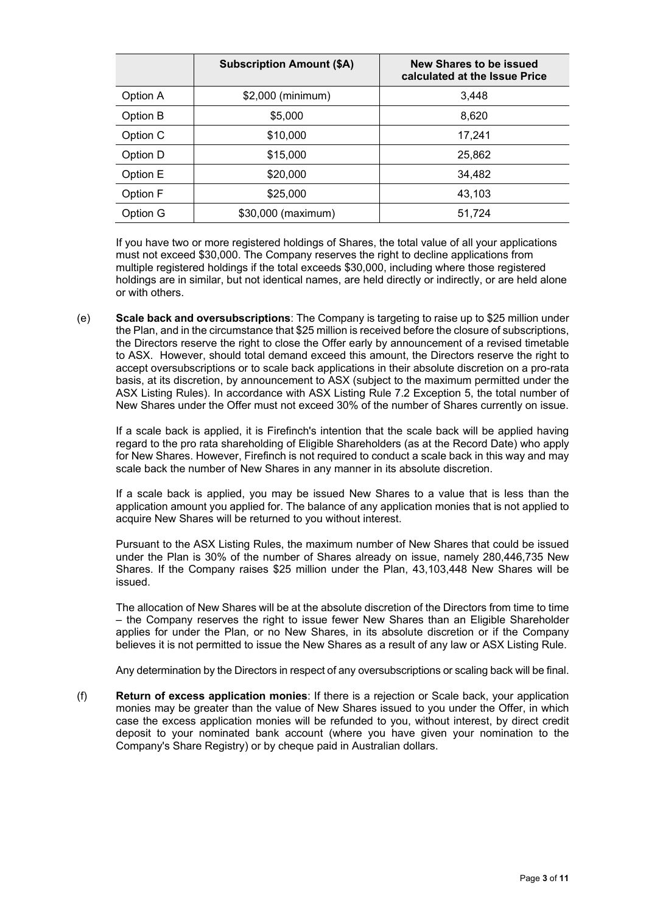| | Subscription Amount ($A) | New Shares to be issued calculated at the Issue Price |
|---|---|---|
| Option A | $2,000 (minimum) | 3,448 |
| Option B | $5,000 | 8,620 |
| Option C | $10,000 | 17,241 |
| Option D | $15,000 | 25,862 |
| Option E | $20,000 | 34,482 |
| Option F | $25,000 | 43,103 |
| Option G | $30,000 (maximum) | 51,724 |

If you have two or more registered holdings of Shares, the total value of all your applications must not exceed $30,000. The Company reserves the right to decline applications from multiple registered holdings if the total exceeds $30,000, including where those registered holdings are in similar, but not identical names, are held directly or indirectly, or are held alone or with others.

(e) **Scale back and oversubscriptions**: The Company is targeting to raise up to $25 million under the Plan, and in the circumstance that $25 million is received before the closure of subscriptions, the Directors reserve the right to close the Offer early by announcement of a revised timetable to ASX. However, should total demand exceed this amount, the Directors reserve the right to accept oversubscriptions or to scale back applications in their absolute discretion on a pro-rata basis, at its discretion, by announcement to ASX (subject to the maximum permitted under the ASX Listing Rules). In accordance with ASX Listing Rule 7.2 Exception 5, the total number of New Shares under the Offer must not exceed 30% of the number of Shares currently on issue.

If a scale back is applied, it is Firefinch's intention that the scale back will be applied having regard to the pro rata shareholding of Eligible Shareholders (as at the Record Date) who apply for New Shares. However, Firefinch is not required to conduct a scale back in this way and may scale back the number of New Shares in any manner in its absolute discretion.

If a scale back is applied, you may be issued New Shares to a value that is less than the application amount you applied for. The balance of any application monies that is not applied to acquire New Shares will be returned to you without interest.

Pursuant to the ASX Listing Rules, the maximum number of New Shares that could be issued under the Plan is 30% of the number of Shares already on issue, namely 280,446,735 New Shares. If the Company raises $25 million under the Plan, 43,103,448 New Shares will be issued.

The allocation of New Shares will be at the absolute discretion of the Directors from time to time – the Company reserves the right to issue fewer New Shares than an Eligible Shareholder applies for under the Plan, or no New Shares, in its absolute discretion or if the Company believes it is not permitted to issue the New Shares as a result of any law or ASX Listing Rule.

Any determination by the Directors in respect of any oversubscriptions or scaling back will be final.

(f) **Return of excess application monies**: If there is a rejection or Scale back, your application monies may be greater than the value of New Shares issued to you under the Offer, in which case the excess application monies will be refunded to you, without interest, by direct credit deposit to your nominated bank account (where you have given your nomination to the Company's Share Registry) or by cheque paid in Australian dollars.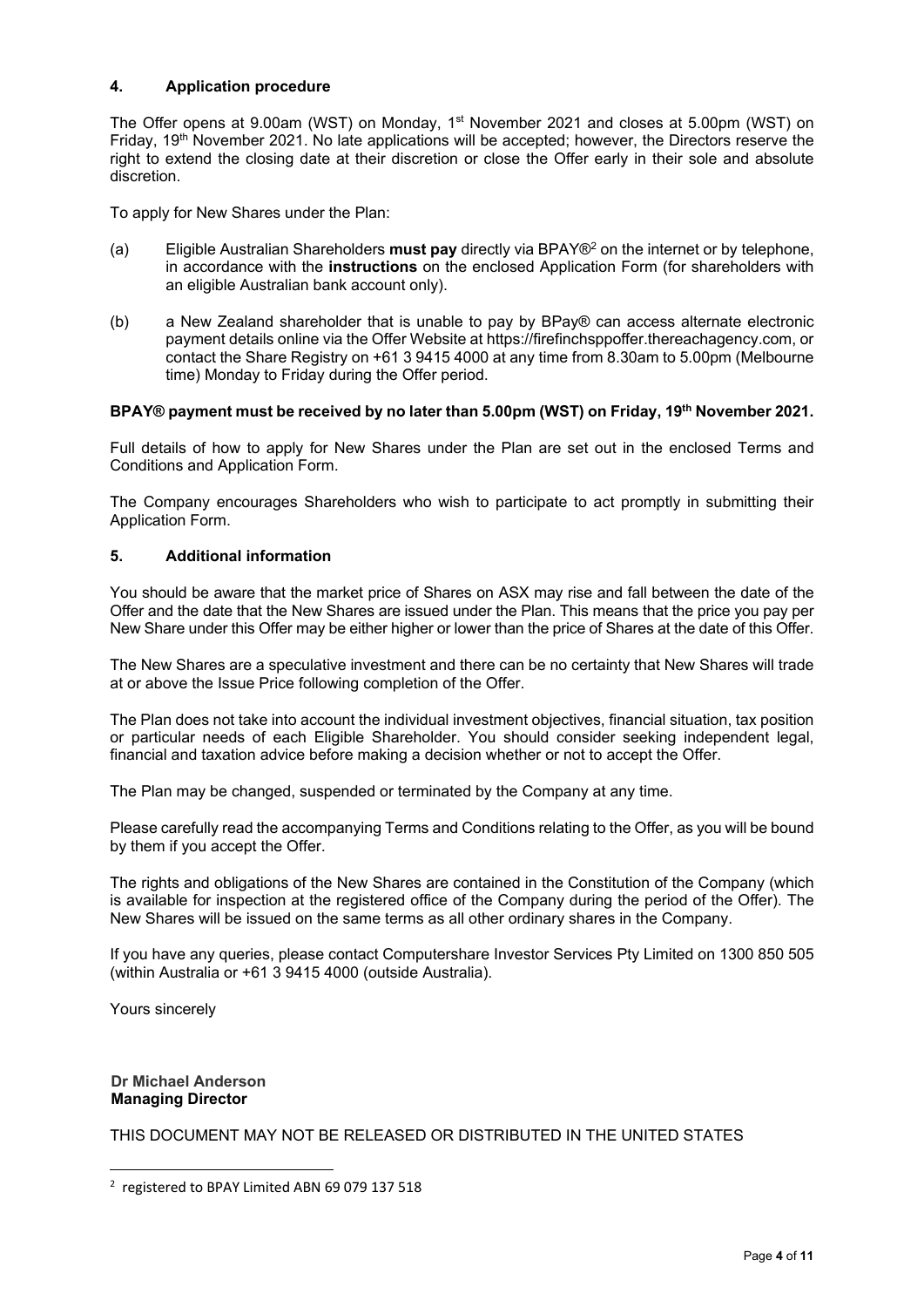## 4. Application procedure

The Offer opens at 9.00am (WST) on Monday, 1st November 2021 and closes at 5.00pm (WST) on Friday, 19th November 2021. No late applications will be accepted; however, the Directors reserve the right to extend the closing date at their discretion or close the Offer early in their sole and absolute discretion.

To apply for New Shares under the Plan:

(a) Eligible Australian Shareholders **must pay** directly via BPAY®[2] on the internet or by telephone, in accordance with the **instructions** on the enclosed Application Form (for shareholders with an eligible Australian bank account only).

(b) a New Zealand shareholder that is unable to pay by BPay® can access alternate electronic payment details online via the Offer Website at https://firefinchsppoffer.thereachagency.com, or contact the Share Registry on +61 3 9415 4000 at any time from 8.30am to 5.00pm (Melbourne time) Monday to Friday during the Offer period.

**BPAY® payment must be received by no later than 5.00pm (WST) on Friday, 19th November 2021.**

Full details of how to apply for New Shares under the Plan are set out in the enclosed Terms and Conditions and Application Form.

The Company encourages Shareholders who wish to participate to act promptly in submitting their Application Form.

## 5. Additional information

You should be aware that the market price of Shares on ASX may rise and fall between the date of the Offer and the date that the New Shares are issued under the Plan. This means that the price you pay per New Share under this Offer may be either higher or lower than the price of Shares at the date of this Offer.

The New Shares are a speculative investment and there can be no certainty that New Shares will trade at or above the Issue Price following completion of the Offer.

The Plan does not take into account the individual investment objectives, financial situation, tax position or particular needs of each Eligible Shareholder. You should consider seeking independent legal, financial and taxation advice before making a decision whether or not to accept the Offer.

The Plan may be changed, suspended or terminated by the Company at any time.

Please carefully read the accompanying Terms and Conditions relating to the Offer, as you will be bound by them if you accept the Offer.

The rights and obligations of the New Shares are contained in the Constitution of the Company (which is available for inspection at the registered office of the Company during the period of the Offer). The New Shares will be issued on the same terms as all other ordinary shares in the Company.

If you have any queries, please contact Computershare Investor Services Pty Limited on 1300 850 505 (within Australia or +61 3 9415 4000 (outside Australia).

Yours sincerely

**Dr Michael Anderson**
**Managing Director**

THIS DOCUMENT MAY NOT BE RELEASED OR DISTRIBUTED IN THE UNITED STATES

[2] registered to BPAY Limited ABN 69 079 137 518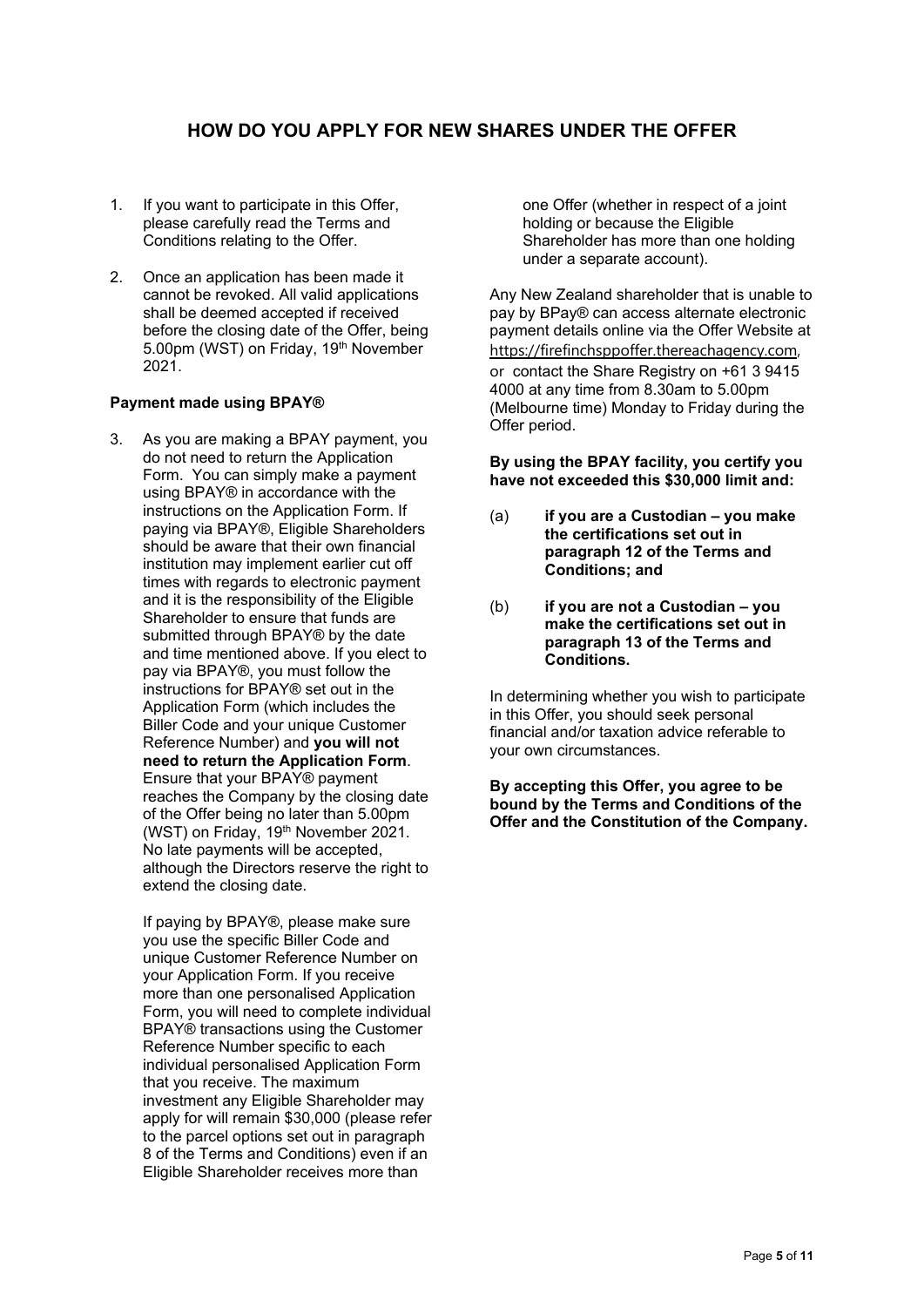# HOW DO YOU APPLY FOR NEW SHARES UNDER THE OFFER

1. If you want to participate in this Offer, please carefully read the Terms and Conditions relating to the Offer.

2. Once an application has been made it cannot be revoked. All valid applications shall be deemed accepted if received before the closing date of the Offer, being 5.00pm (WST) on Friday, 19th November 2021.

**Payment made using BPAY®**

3. As you are making a BPAY payment, you do not need to return the Application Form. You can simply make a payment using BPAY® in accordance with the instructions on the Application Form. If paying via BPAY®, Eligible Shareholders should be aware that their own financial institution may implement earlier cut off times with regards to electronic payment and it is the responsibility of the Eligible Shareholder to ensure that funds are submitted through BPAY® by the date and time mentioned above. If you elect to pay via BPAY®, you must follow the instructions for BPAY® set out in the Application Form (which includes the Biller Code and your unique Customer Reference Number) and **you will not need to return the Application Form**. Ensure that your BPAY® payment reaches the Company by the closing date of the Offer being no later than 5.00pm (WST) on Friday, 19th November 2021. No late payments will be accepted, although the Directors reserve the right to extend the closing date.

   If paying by BPAY®, please make sure you use the specific Biller Code and unique Customer Reference Number on your Application Form. If you receive more than one personalised Application Form, you will need to complete individual BPAY® transactions using the Customer Reference Number specific to each individual personalised Application Form that you receive. The maximum investment any Eligible Shareholder may apply for will remain $30,000 (please refer to the parcel options set out in paragraph 8 of the Terms and Conditions) even if an Eligible Shareholder receives more than one Offer (whether in respect of a joint holding or because the Eligible Shareholder has more than one holding under a separate account).

Any New Zealand shareholder that is unable to pay by BPay® can access alternate electronic payment details online via the Offer Website at https://firefinchsppoffer.thereachagency.com, or contact the Share Registry on +61 3 9415 4000 at any time from 8.30am to 5.00pm (Melbourne time) Monday to Friday during the Offer period.

**By using the BPAY facility, you certify you have not exceeded this $30,000 limit and:**

(a) **if you are a Custodian – you make the certifications set out in paragraph 12 of the Terms and Conditions; and**

(b) **if you are not a Custodian – you make the certifications set out in paragraph 13 of the Terms and Conditions.**

In determining whether you wish to participate in this Offer, you should seek personal financial and/or taxation advice referable to your own circumstances.

**By accepting this Offer, you agree to be bound by the Terms and Conditions of the Offer and the Constitution of the Company.**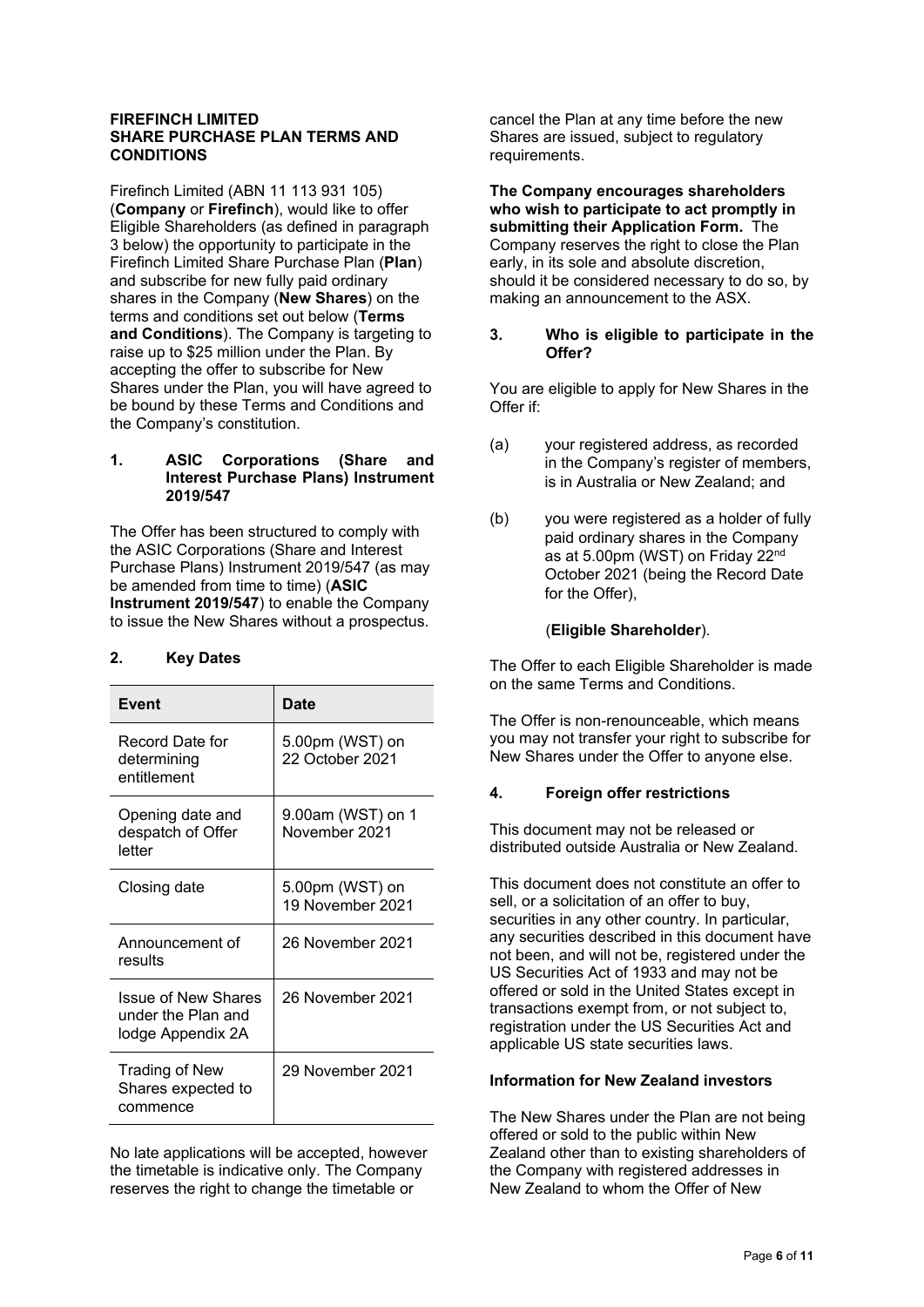**FIREFINCH LIMITED**
**SHARE PURCHASE PLAN TERMS AND CONDITIONS**

Firefinch Limited (ABN 11 113 931 105) (**Company** or **Firefinch**), would like to offer Eligible Shareholders (as defined in paragraph 3 below) the opportunity to participate in the Firefinch Limited Share Purchase Plan (**Plan**) and subscribe for new fully paid ordinary shares in the Company (**New Shares**) on the terms and conditions set out below (**Terms and Conditions**). The Company is targeting to raise up to $25 million under the Plan. By accepting the offer to subscribe for New Shares under the Plan, you will have agreed to be bound by these Terms and Conditions and the Company's constitution.

## 1. ASIC Corporations (Share and Interest Purchase Plans) Instrument 2019/547

The Offer has been structured to comply with the ASIC Corporations (Share and Interest Purchase Plans) Instrument 2019/547 (as may be amended from time to time) (**ASIC Instrument 2019/547**) to enable the Company to issue the New Shares without a prospectus.

## 2. Key Dates

| Event | Date |
|---|---|
| Record Date for determining entitlement | 5.00pm (WST) on 22 October 2021 |
| Opening date and despatch of Offer letter | 9.00am (WST) on 1 November 2021 |
| Closing date | 5.00pm (WST) on 19 November 2021 |
| Announcement of results | 26 November 2021 |
| Issue of New Shares under the Plan and lodge Appendix 2A | 26 November 2021 |
| Trading of New Shares expected to commence | 29 November 2021 |

No late applications will be accepted, however the timetable is indicative only. The Company reserves the right to change the timetable or cancel the Plan at any time before the new Shares are issued, subject to regulatory requirements.

**The Company encourages shareholders who wish to participate to act promptly in submitting their Application Form.** The Company reserves the right to close the Plan early, in its sole and absolute discretion, should it be considered necessary to do so, by making an announcement to the ASX.

## 3. Who is eligible to participate in the Offer?

You are eligible to apply for New Shares in the Offer if:

(a) your registered address, as recorded in the Company's register of members, is in Australia or New Zealand; and

(b) you were registered as a holder of fully paid ordinary shares in the Company as at 5.00pm (WST) on Friday 22nd October 2021 (being the Record Date for the Offer),

(**Eligible Shareholder**).

The Offer to each Eligible Shareholder is made on the same Terms and Conditions.

The Offer is non-renounceable, which means you may not transfer your right to subscribe for New Shares under the Offer to anyone else.

## 4. Foreign offer restrictions

This document may not be released or distributed outside Australia or New Zealand.

This document does not constitute an offer to sell, or a solicitation of an offer to buy, securities in any other country. In particular, any securities described in this document have not been, and will not be, registered under the US Securities Act of 1933 and may not be offered or sold in the United States except in transactions exempt from, or not subject to, registration under the US Securities Act and applicable US state securities laws.

**Information for New Zealand investors**

The New Shares under the Plan are not being offered or sold to the public within New Zealand other than to existing shareholders of the Company with registered addresses in New Zealand to whom the Offer of New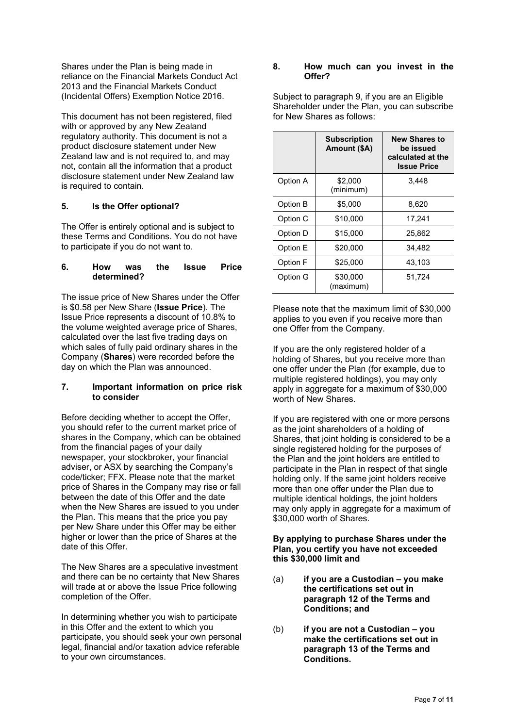Shares under the Plan is being made in reliance on the Financial Markets Conduct Act 2013 and the Financial Markets Conduct (Incidental Offers) Exemption Notice 2016.

This document has not been registered, filed with or approved by any New Zealand regulatory authority. This document is not a product disclosure statement under New Zealand law and is not required to, and may not, contain all the information that a product disclosure statement under New Zealand law is required to contain.

## 5. Is the Offer optional?

The Offer is entirely optional and is subject to these Terms and Conditions. You do not have to participate if you do not want to.

## 6. How was the Issue Price determined?

The issue price of New Shares under the Offer is $0.58 per New Share (**Issue Price**). The Issue Price represents a discount of 10.8% to the volume weighted average price of Shares, calculated over the last five trading days on which sales of fully paid ordinary shares in the Company (**Shares**) were recorded before the day on which the Plan was announced.

## 7. Important information on price risk to consider

Before deciding whether to accept the Offer, you should refer to the current market price of shares in the Company, which can be obtained from the financial pages of your daily newspaper, your stockbroker, your financial adviser, or ASX by searching the Company's code/ticker; FFX. Please note that the market price of Shares in the Company may rise or fall between the date of this Offer and the date when the New Shares are issued to you under the Plan. This means that the price you pay per New Share under this Offer may be either higher or lower than the price of Shares at the date of this Offer.

The New Shares are a speculative investment and there can be no certainty that New Shares will trade at or above the Issue Price following completion of the Offer.

In determining whether you wish to participate in this Offer and the extent to which you participate, you should seek your own personal legal, financial and/or taxation advice referable to your own circumstances.

## 8. How much can you invest in the Offer?

Subject to paragraph 9, if you are an Eligible Shareholder under the Plan, you can subscribe for New Shares as follows:

| | Subscription Amount ($A) | New Shares to be issued calculated at the Issue Price |
|---|---|---|
| Option A | $2,000 (minimum) | 3,448 |
| Option B | $5,000 | 8,620 |
| Option C | $10,000 | 17,241 |
| Option D | $15,000 | 25,862 |
| Option E | $20,000 | 34,482 |
| Option F | $25,000 | 43,103 |
| Option G | $30,000 (maximum) | 51,724 |

Please note that the maximum limit of $30,000 applies to you even if you receive more than one Offer from the Company.

If you are the only registered holder of a holding of Shares, but you receive more than one offer under the Plan (for example, due to multiple registered holdings), you may only apply in aggregate for a maximum of $30,000 worth of New Shares.

If you are registered with one or more persons as the joint shareholders of a holding of Shares, that joint holding is considered to be a single registered holding for the purposes of the Plan and the joint holders are entitled to participate in the Plan in respect of that single holding only. If the same joint holders receive more than one offer under the Plan due to multiple identical holdings, the joint holders may only apply in aggregate for a maximum of $30,000 worth of Shares.

**By applying to purchase Shares under the Plan, you certify you have not exceeded this $30,000 limit and**

(a) **if you are a Custodian – you make the certifications set out in paragraph 12 of the Terms and Conditions; and**

(b) **if you are not a Custodian – you make the certifications set out in paragraph 13 of the Terms and Conditions.**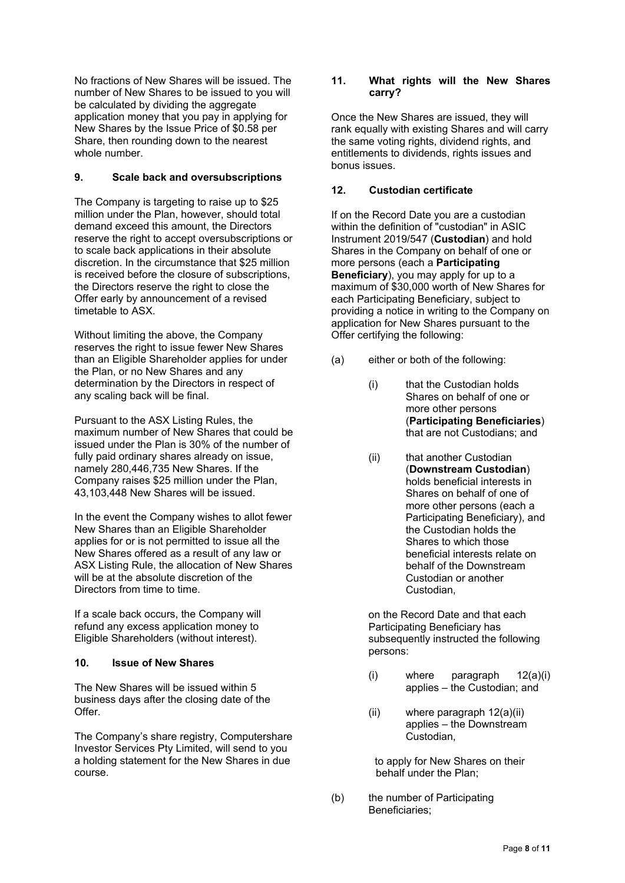No fractions of New Shares will be issued. The number of New Shares to be issued to you will be calculated by dividing the aggregate application money that you pay in applying for New Shares by the Issue Price of $0.58 per Share, then rounding down to the nearest whole number.

## 9. Scale back and oversubscriptions

The Company is targeting to raise up to $25 million under the Plan, however, should total demand exceed this amount, the Directors reserve the right to accept oversubscriptions or to scale back applications in their absolute discretion. In the circumstance that $25 million is received before the closure of subscriptions, the Directors reserve the right to close the Offer early by announcement of a revised timetable to ASX.

Without limiting the above, the Company reserves the right to issue fewer New Shares than an Eligible Shareholder applies for under the Plan, or no New Shares and any determination by the Directors in respect of any scaling back will be final.

Pursuant to the ASX Listing Rules, the maximum number of New Shares that could be issued under the Plan is 30% of the number of fully paid ordinary shares already on issue, namely 280,446,735 New Shares. If the Company raises $25 million under the Plan, 43,103,448 New Shares will be issued.

In the event the Company wishes to allot fewer New Shares than an Eligible Shareholder applies for or is not permitted to issue all the New Shares offered as a result of any law or ASX Listing Rule, the allocation of New Shares will be at the absolute discretion of the Directors from time to time.

If a scale back occurs, the Company will refund any excess application money to Eligible Shareholders (without interest).

## 10. Issue of New Shares

The New Shares will be issued within 5 business days after the closing date of the Offer.

The Company's share registry, Computershare Investor Services Pty Limited, will send to you a holding statement for the New Shares in due course.

## 11. What rights will the New Shares carry?

Once the New Shares are issued, they will rank equally with existing Shares and will carry the same voting rights, dividend rights, and entitlements to dividends, rights issues and bonus issues.

## 12. Custodian certificate

If on the Record Date you are a custodian within the definition of "custodian" in ASIC Instrument 2019/547 (**Custodian**) and hold Shares in the Company on behalf of one or more persons (each a **Participating Beneficiary**), you may apply for up to a maximum of $30,000 worth of New Shares for each Participating Beneficiary, subject to providing a notice in writing to the Company on application for New Shares pursuant to the Offer certifying the following:

(a) either or both of the following:

- (i) that the Custodian holds Shares on behalf of one or more other persons (**Participating Beneficiaries**) that are not Custodians; and
- (ii) that another Custodian (**Downstream Custodian**) holds beneficial interests in Shares on behalf of one of more other persons (each a Participating Beneficiary), and the Custodian holds the Shares to which those beneficial interests relate on behalf of the Downstream Custodian or another Custodian,

on the Record Date and that each Participating Beneficiary has subsequently instructed the following persons:

- (i) where paragraph 12(a)(i) applies – the Custodian; and
- (ii) where paragraph 12(a)(ii) applies – the Downstream Custodian,

to apply for New Shares on their behalf under the Plan;

(b) the number of Participating Beneficiaries;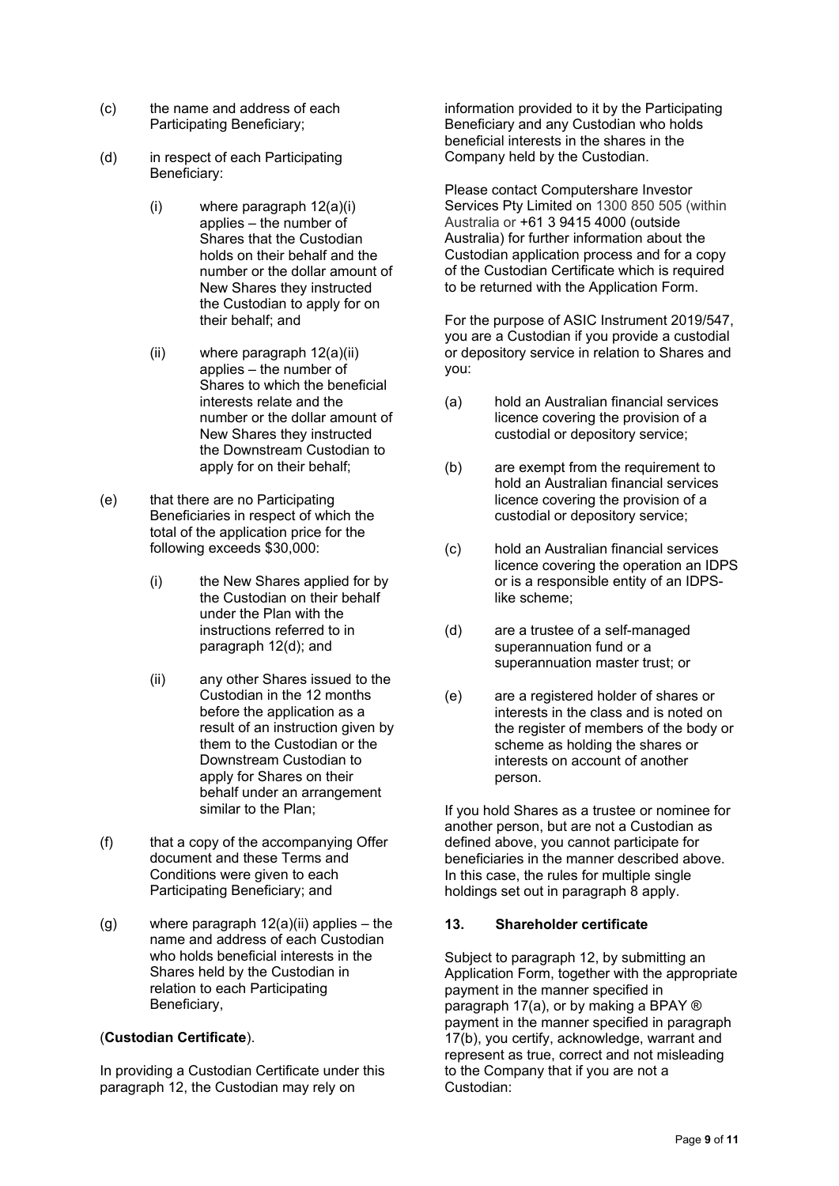(c) the name and address of each Participating Beneficiary;

(d) in respect of each Participating Beneficiary:

   (i) where paragraph 12(a)(i) applies – the number of Shares that the Custodian holds on their behalf and the number or the dollar amount of New Shares they instructed the Custodian to apply for on their behalf; and

   (ii) where paragraph 12(a)(ii) applies – the number of Shares to which the beneficial interests relate and the number or the dollar amount of New Shares they instructed the Downstream Custodian to apply for on their behalf;

(e) that there are no Participating Beneficiaries in respect of which the total of the application price for the following exceeds $30,000:

   (i) the New Shares applied for by the Custodian on their behalf under the Plan with the instructions referred to in paragraph 12(d); and

   (ii) any other Shares issued to the Custodian in the 12 months before the application as a result of an instruction given by them to the Custodian or the Downstream Custodian to apply for Shares on their behalf under an arrangement similar to the Plan;

(f) that a copy of the accompanying Offer document and these Terms and Conditions were given to each Participating Beneficiary; and

(g) where paragraph 12(a)(ii) applies – the name and address of each Custodian who holds beneficial interests in the Shares held by the Custodian in relation to each Participating Beneficiary,

(**Custodian Certificate**).

In providing a Custodian Certificate under this paragraph 12, the Custodian may rely on information provided to it by the Participating Beneficiary and any Custodian who holds beneficial interests in the shares in the Company held by the Custodian.

Please contact Computershare Investor Services Pty Limited on 1300 850 505 (within Australia or +61 3 9415 4000 (outside Australia) for further information about the Custodian application process and for a copy of the Custodian Certificate which is required to be returned with the Application Form.

For the purpose of ASIC Instrument 2019/547, you are a Custodian if you provide a custodial or depository service in relation to Shares and you:

(a) hold an Australian financial services licence covering the provision of a custodial or depository service;

(b) are exempt from the requirement to hold an Australian financial services licence covering the provision of a custodial or depository service;

(c) hold an Australian financial services licence covering the operation an IDPS or is a responsible entity of an IDPS-like scheme;

(d) are a trustee of a self-managed superannuation fund or a superannuation master trust; or

(e) are a registered holder of shares or interests in the class and is noted on the register of members of the body or scheme as holding the shares or interests on account of another person.

If you hold Shares as a trustee or nominee for another person, but are not a Custodian as defined above, you cannot participate for beneficiaries in the manner described above. In this case, the rules for multiple single holdings set out in paragraph 8 apply.

## 13. Shareholder certificate

Subject to paragraph 12, by submitting an Application Form, together with the appropriate payment in the manner specified in paragraph 17(a), or by making a BPAY ® payment in the manner specified in paragraph 17(b), you certify, acknowledge, warrant and represent as true, correct and not misleading to the Company that if you are not a Custodian: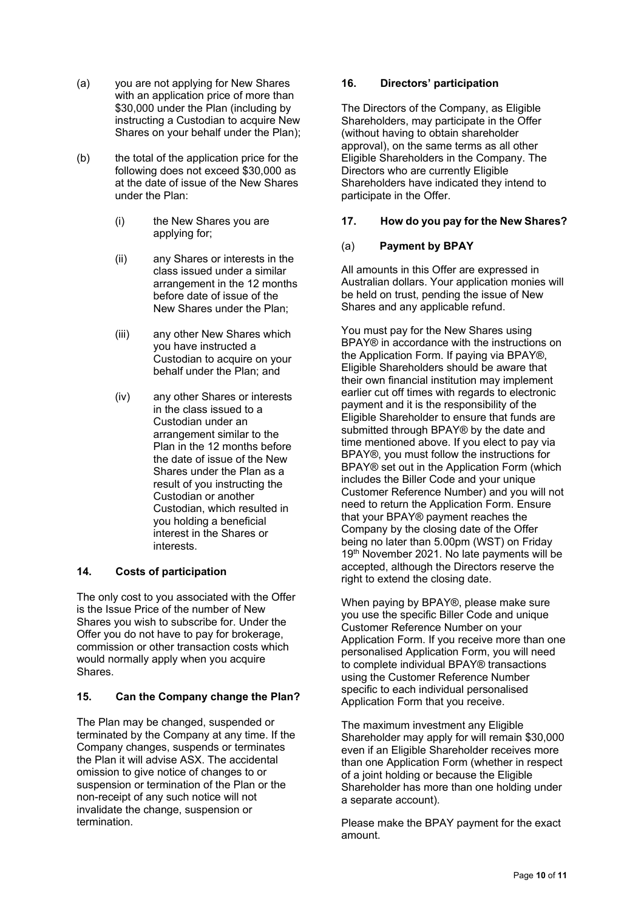(a) you are not applying for New Shares with an application price of more than \$30,000 under the Plan (including by instructing a Custodian to acquire New Shares on your behalf under the Plan);

(b) the total of the application price for the following does not exceed \$30,000 as at the date of issue of the New Shares under the Plan:

  (i) the New Shares you are applying for;

  (ii) any Shares or interests in the class issued under a similar arrangement in the 12 months before date of issue of the New Shares under the Plan;

  (iii) any other New Shares which you have instructed a Custodian to acquire on your behalf under the Plan; and

  (iv) any other Shares or interests in the class issued to a Custodian under an arrangement similar to the Plan in the 12 months before the date of issue of the New Shares under the Plan as a result of you instructing the Custodian or another Custodian, which resulted in you holding a beneficial interest in the Shares or interests.

## 14. Costs of participation

The only cost to you associated with the Offer is the Issue Price of the number of New Shares you wish to subscribe for. Under the Offer you do not have to pay for brokerage, commission or other transaction costs which would normally apply when you acquire Shares.

## 15. Can the Company change the Plan?

The Plan may be changed, suspended or terminated by the Company at any time. If the Company changes, suspends or terminates the Plan it will advise ASX. The accidental omission to give notice of changes to or suspension or termination of the Plan or the non-receipt of any such notice will not invalidate the change, suspension or termination.

## 16. Directors' participation

The Directors of the Company, as Eligible Shareholders, may participate in the Offer (without having to obtain shareholder approval), on the same terms as all other Eligible Shareholders in the Company. The Directors who are currently Eligible Shareholders have indicated they intend to participate in the Offer.

## 17. How do you pay for the New Shares?

### (a) Payment by BPAY

All amounts in this Offer are expressed in Australian dollars. Your application monies will be held on trust, pending the issue of New Shares and any applicable refund.

You must pay for the New Shares using BPAY® in accordance with the instructions on the Application Form. If paying via BPAY®, Eligible Shareholders should be aware that their own financial institution may implement earlier cut off times with regards to electronic payment and it is the responsibility of the Eligible Shareholder to ensure that funds are submitted through BPAY® by the date and time mentioned above. If you elect to pay via BPAY®, you must follow the instructions for BPAY® set out in the Application Form (which includes the Biller Code and your unique Customer Reference Number) and you will not need to return the Application Form. Ensure that your BPAY® payment reaches the Company by the closing date of the Offer being no later than 5.00pm (WST) on Friday 19th November 2021. No late payments will be accepted, although the Directors reserve the right to extend the closing date.

When paying by BPAY®, please make sure you use the specific Biller Code and unique Customer Reference Number on your Application Form. If you receive more than one personalised Application Form, you will need to complete individual BPAY® transactions using the Customer Reference Number specific to each individual personalised Application Form that you receive.

The maximum investment any Eligible Shareholder may apply for will remain \$30,000 even if an Eligible Shareholder receives more than one Application Form (whether in respect of a joint holding or because the Eligible Shareholder has more than one holding under a separate account).

Please make the BPAY payment for the exact amount.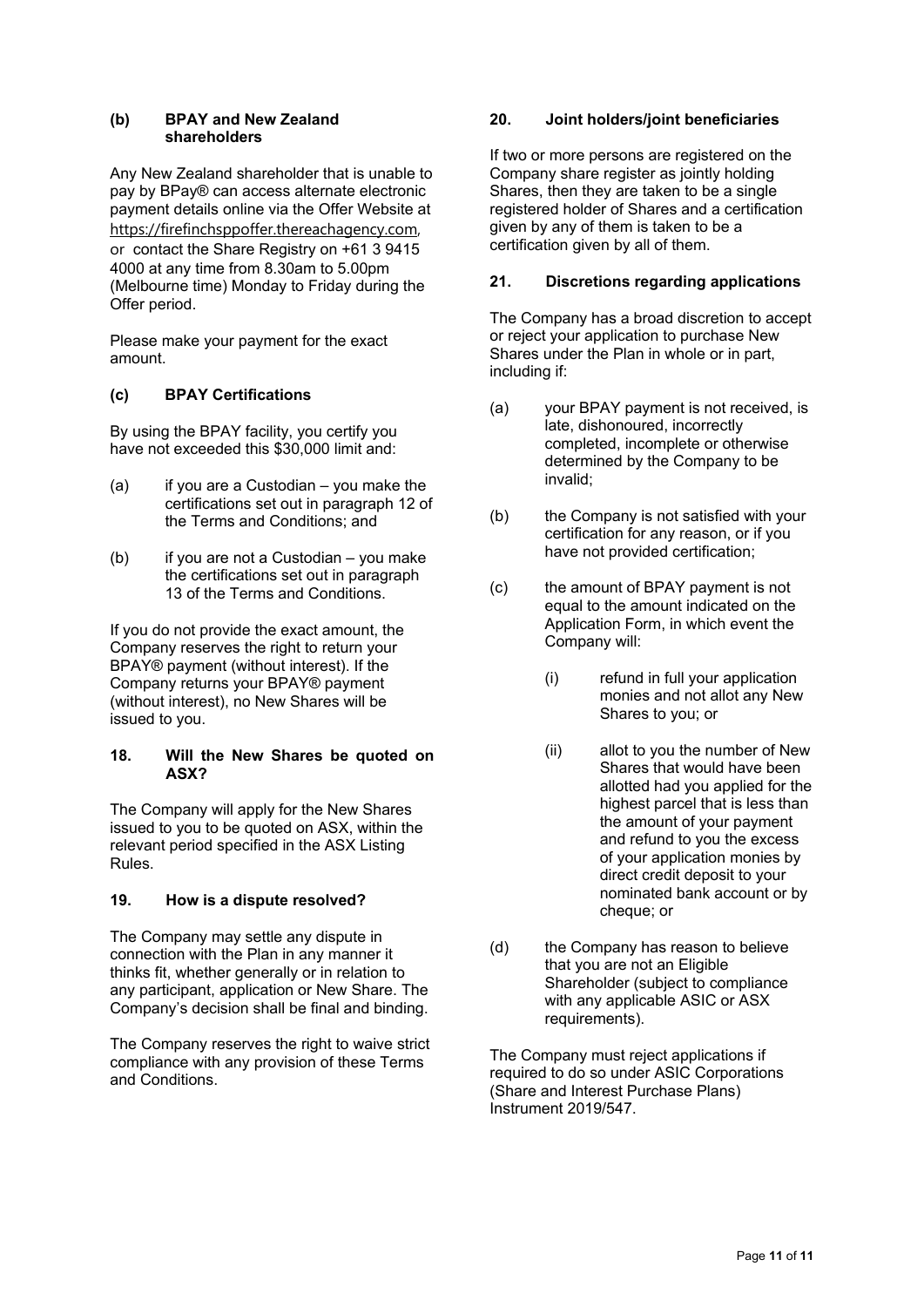### (b) BPAY and New Zealand shareholders

Any New Zealand shareholder that is unable to pay by BPay® can access alternate electronic payment details online via the Offer Website at https://firefinchsppoffer.thereachagency.com, or contact the Share Registry on +61 3 9415 4000 at any time from 8.30am to 5.00pm (Melbourne time) Monday to Friday during the Offer period.

Please make your payment for the exact amount.

### (c) BPAY Certifications

By using the BPAY facility, you certify you have not exceeded this $30,000 limit and:

(a) if you are a Custodian – you make the certifications set out in paragraph 12 of the Terms and Conditions; and

(b) if you are not a Custodian – you make the certifications set out in paragraph 13 of the Terms and Conditions.

If you do not provide the exact amount, the Company reserves the right to return your BPAY® payment (without interest). If the Company returns your BPAY® payment (without interest), no New Shares will be issued to you.

## 18. Will the New Shares be quoted on ASX?

The Company will apply for the New Shares issued to you to be quoted on ASX, within the relevant period specified in the ASX Listing Rules.

## 19. How is a dispute resolved?

The Company may settle any dispute in connection with the Plan in any manner it thinks fit, whether generally or in relation to any participant, application or New Share. The Company's decision shall be final and binding.

The Company reserves the right to waive strict compliance with any provision of these Terms and Conditions.

## 20. Joint holders/joint beneficiaries

If two or more persons are registered on the Company share register as jointly holding Shares, then they are taken to be a single registered holder of Shares and a certification given by any of them is taken to be a certification given by all of them.

## 21. Discretions regarding applications

The Company has a broad discretion to accept or reject your application to purchase New Shares under the Plan in whole or in part, including if:

(a) your BPAY payment is not received, is late, dishonoured, incorrectly completed, incomplete or otherwise determined by the Company to be invalid;

(b) the Company is not satisfied with your certification for any reason, or if you have not provided certification;

(c) the amount of BPAY payment is not equal to the amount indicated on the Application Form, in which event the Company will:

   (i) refund in full your application monies and not allot any New Shares to you; or

   (ii) allot to you the number of New Shares that would have been allotted had you applied for the highest parcel that is less than the amount of your payment and refund to you the excess of your application monies by direct credit deposit to your nominated bank account or by cheque; or

(d) the Company has reason to believe that you are not an Eligible Shareholder (subject to compliance with any applicable ASIC or ASX requirements).

The Company must reject applications if required to do so under ASIC Corporations (Share and Interest Purchase Plans) Instrument 2019/547.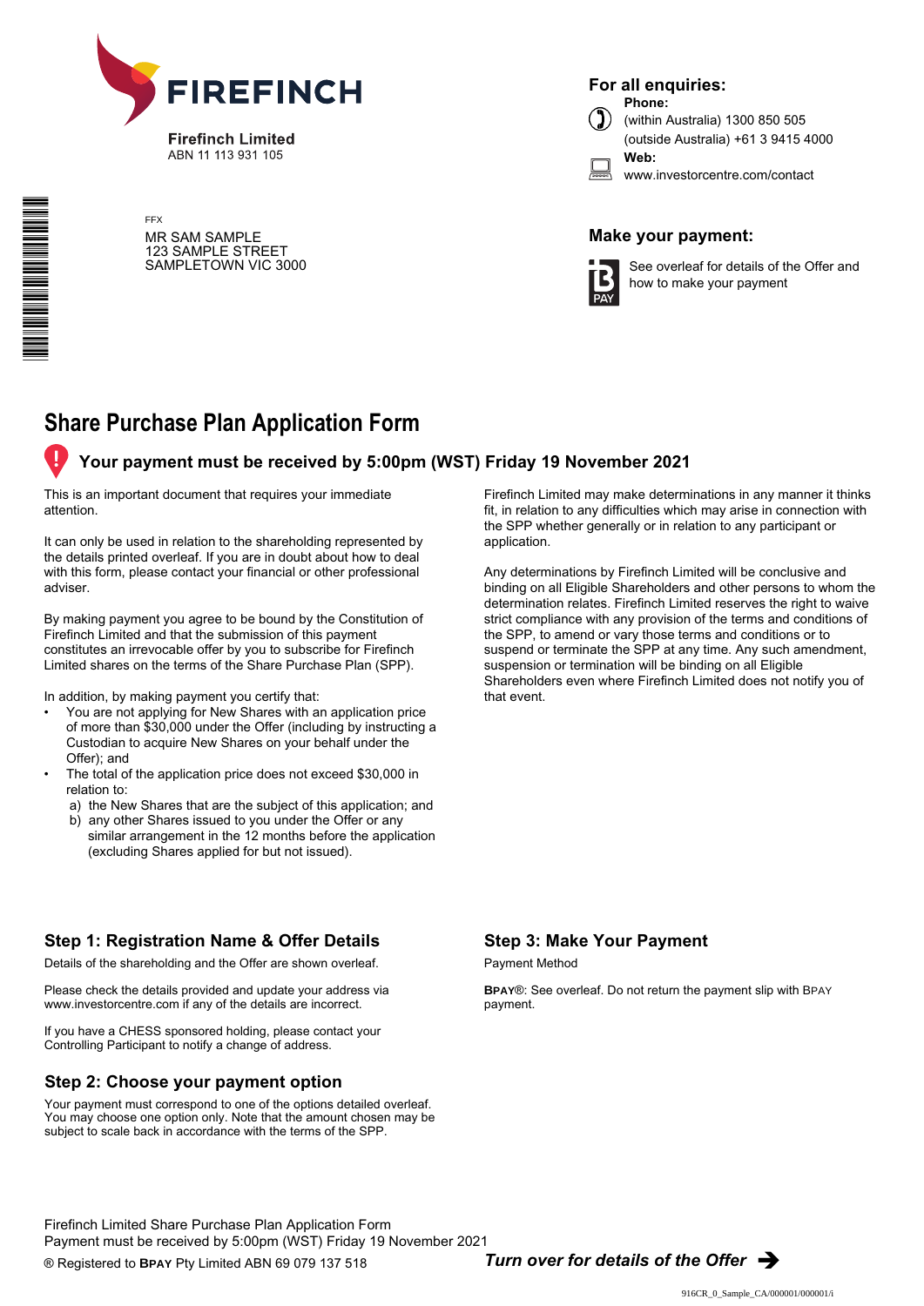**FIREFINCH**

**Firefinch Limited**
ABN 11 113 931 105

FFX

MR SAM SAMPLE
123 SAMPLE STREET
SAMPLETOWN VIC 3000

**For all enquiries:**

**Phone:**
(within Australia) 1300 850 505
(outside Australia) +61 3 9415 4000

**Web:**
www.investorcentre.com/contact

**Make your payment:**

See overleaf for details of the Offer and how to make your payment

# Share Purchase Plan Application Form

## Your payment must be received by 5:00pm (WST) Friday 19 November 2021

This is an important document that requires your immediate attention.

It can only be used in relation to the shareholding represented by the details printed overleaf. If you are in doubt about how to deal with this form, please contact your financial or other professional adviser.

By making payment you agree to be bound by the Constitution of Firefinch Limited and that the submission of this payment constitutes an irrevocable offer by you to subscribe for Firefinch Limited shares on the terms of the Share Purchase Plan (SPP).

In addition, by making payment you certify that:

- You are not applying for New Shares with an application price of more than $30,000 under the Offer (including by instructing a Custodian to acquire New Shares on your behalf under the Offer); and
- The total of the application price does not exceed $30,000 in relation to:
  a) the New Shares that are the subject of this application; and
  b) any other Shares issued to you under the Offer or any similar arrangement in the 12 months before the application (excluding Shares applied for but not issued).

Firefinch Limited may make determinations in any manner it thinks fit, in relation to any difficulties which may arise in connection with the SPP whether generally or in relation to any participant or application.

Any determinations by Firefinch Limited will be conclusive and binding on all Eligible Shareholders and other persons to whom the determination relates. Firefinch Limited reserves the right to waive strict compliance with any provision of the terms and conditions of the SPP, to amend or vary those terms and conditions or to suspend or terminate the SPP at any time. Any such amendment, suspension or termination will be binding on all Eligible Shareholders even where Firefinch Limited does not notify you of that event.

### Step 1: Registration Name & Offer Details

Details of the shareholding and the Offer are shown overleaf.

Please check the details provided and update your address via www.investorcentre.com if any of the details are incorrect.

If you have a CHESS sponsored holding, please contact your Controlling Participant to notify a change of address.

### Step 2: Choose your payment option

Your payment must correspond to one of the options detailed overleaf. You may choose one option only. Note that the amount chosen may be subject to scale back in accordance with the terms of the SPP.

### Step 3: Make Your Payment

Payment Method

**BPAY®**: See overleaf. Do not return the payment slip with BPAY payment.

Firefinch Limited Share Purchase Plan Application Form
Payment must be received by 5:00pm (WST) Friday 19 November 2021

® Registered to **BPAY** Pty Limited ABN 69 079 137 518

***Turn over for details of the Offer*** ➔

916CR_0_Sample_CA/000001/000001/i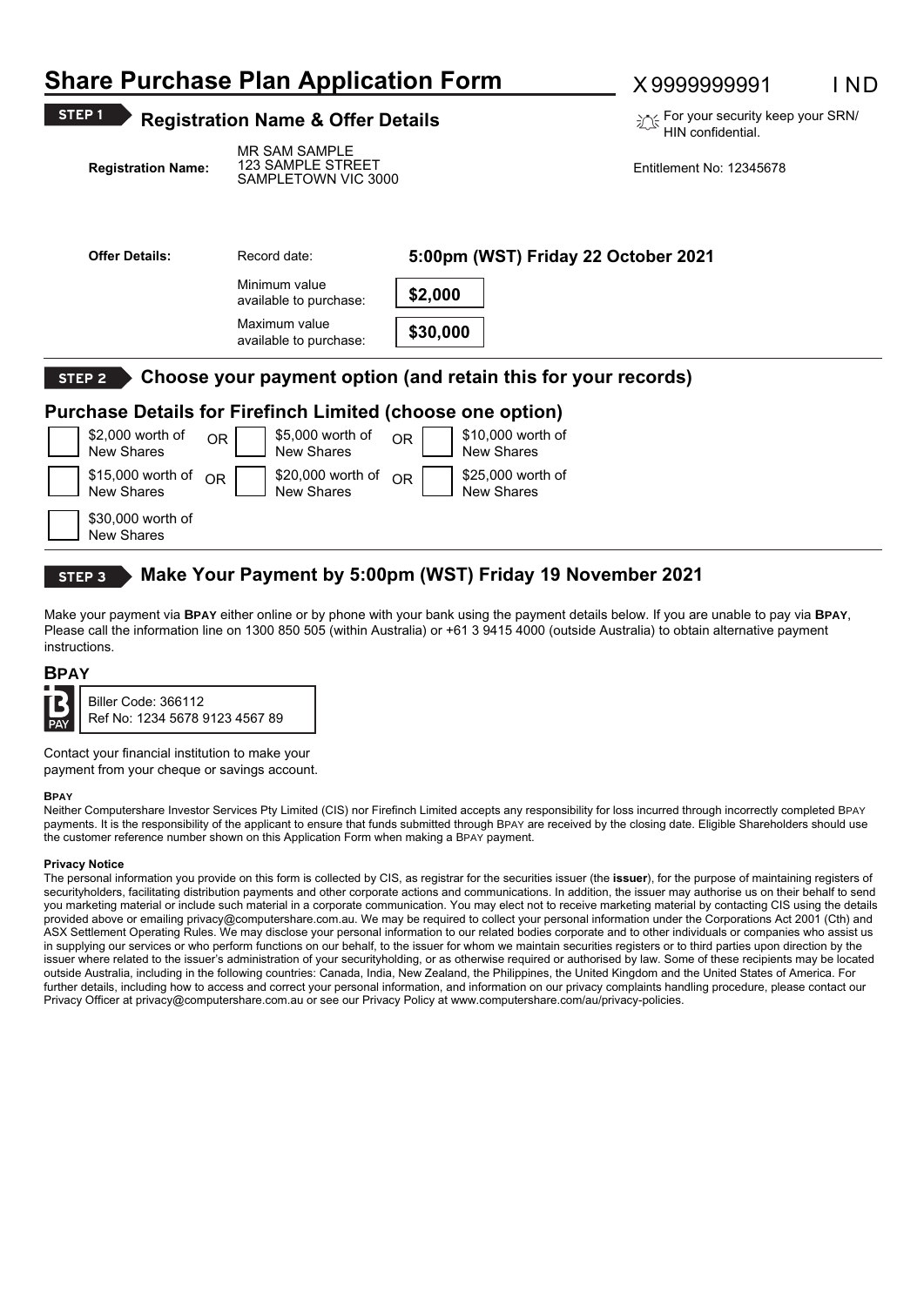# Share Purchase Plan Application Form

X 9999999991 I ND

## STEP 1 Registration Name & Offer Details

For your security keep your SRN/HIN confidential.

**Registration Name:**

MR SAM SAMPLE
123 SAMPLE STREET
SAMPLETOWN VIC 3000

Entitlement No: 12345678

**Offer Details:**

| | |
|---|---|
| Record date: | **5:00pm (WST) Friday 22 October 2021** |
| Minimum value available to purchase: | **$2,000** |
| Maximum value available to purchase: | **$30,000** |

## STEP 2 Choose your payment option (and retain this for your records)

### Purchase Details for Firefinch Limited (choose one option)

| | | | | |
|---|---|---|---|---|
| ☐ $2,000 worth of New Shares | OR | ☐ $5,000 worth of New Shares | OR | ☐ $10,000 worth of New Shares |
| ☐ $15,000 worth of New Shares | OR | ☐ $20,000 worth of New Shares | OR | ☐ $25,000 worth of New Shares |
| ☐ $30,000 worth of New Shares | | | | |

## STEP 3 Make Your Payment by 5:00pm (WST) Friday 19 November 2021

Make your payment via **BPAY** either online or by phone with your bank using the payment details below. If you are unable to pay via **BPAY**, Please call the information line on 1300 850 505 (within Australia) or +61 3 9415 4000 (outside Australia) to obtain alternative payment instructions.

### BPAY

Biller Code: 366112
Ref No: 1234 5678 9123 4567 89

Contact your financial institution to make your payment from your cheque or savings account.

**BPAY**

Neither Computershare Investor Services Pty Limited (CIS) nor Firefinch Limited accepts any responsibility for loss incurred through incorrectly completed BPAY payments. It is the responsibility of the applicant to ensure that funds submitted through BPAY are received by the closing date. Eligible Shareholders should use the customer reference number shown on this Application Form when making a BPAY payment.

**Privacy Notice**

The personal information you provide on this form is collected by CIS, as registrar for the securities issuer (the **issuer**), for the purpose of maintaining registers of securityholders, facilitating distribution payments and other corporate actions and communications. In addition, the issuer may authorise us on their behalf to send you marketing material or include such material in a corporate communication. You may elect not to receive marketing material by contacting CIS using the details provided above or emailing privacy@computershare.com.au. We may be required to collect your personal information under the Corporations Act 2001 (Cth) and ASX Settlement Operating Rules. We may disclose your personal information to our related bodies corporate and to other individuals or companies who assist us in supplying our services or who perform functions on our behalf, to the issuer for whom we maintain securities registers or to third parties upon direction by the issuer where related to the issuer's administration of your securityholding, or as otherwise required or authorised by law. Some of these recipients may be located outside Australia, including in the following countries: Canada, India, New Zealand, the Philippines, the United Kingdom and the United States of America. For further details, including how to access and correct your personal information, and information on our privacy complaints handling procedure, please contact our Privacy Officer at privacy@computershare.com.au or see our Privacy Policy at www.computershare.com/au/privacy-policies.